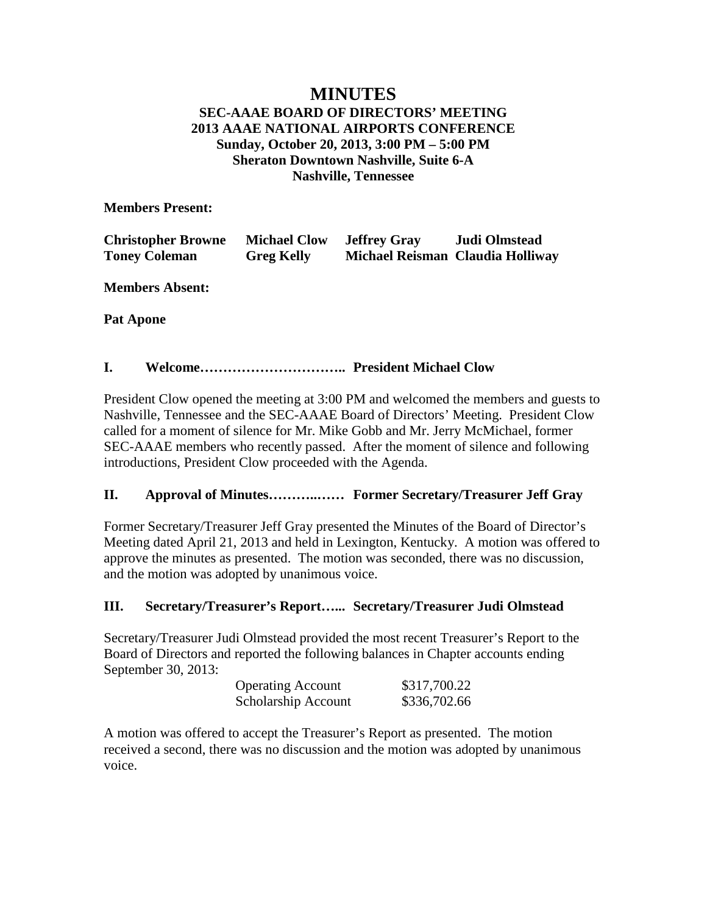# MINUTES

## SEC-AAAE BOARD OF DIRECTORS' MEETING
## 2013 AAAE NATIONAL AIRPORTS CONFERENCE
## Sunday, October 20, 2013, 3:00 PM – 5:00 PM
## Sheraton Downtown Nashville, Suite 6-A
## Nashville, Tennessee

**Members Present:**

| | | | |
|---|---|---|---|
| **Christopher Browne** | **Michael Clow** | **Jeffrey Gray** | **Judi Olmstead** |
| **Toney Coleman** | **Greg Kelly** | **Michael Reisman** | **Claudia Holliway** |

**Members Absent:**

**Pat Apone**

### I. Welcome………………………….. President Michael Clow

President Clow opened the meeting at 3:00 PM and welcomed the members and guests to Nashville, Tennessee and the SEC-AAAE Board of Directors' Meeting. President Clow called for a moment of silence for Mr. Mike Gobb and Mr. Jerry McMichael, former SEC-AAAE members who recently passed. After the moment of silence and following introductions, President Clow proceeded with the Agenda.

### II. Approval of Minutes………..…… Former Secretary/Treasurer Jeff Gray

Former Secretary/Treasurer Jeff Gray presented the Minutes of the Board of Director's Meeting dated April 21, 2013 and held in Lexington, Kentucky. A motion was offered to approve the minutes as presented. The motion was seconded, there was no discussion, and the motion was adopted by unanimous voice.

### III. Secretary/Treasurer's Report…... Secretary/Treasurer Judi Olmstead

Secretary/Treasurer Judi Olmstead provided the most recent Treasurer's Report to the Board of Directors and reported the following balances in Chapter accounts ending September 30, 2013:

| | |
|---|---|
| Operating Account | \$317,700.22 |
| Scholarship Account | \$336,702.66 |

A motion was offered to accept the Treasurer's Report as presented. The motion received a second, there was no discussion and the motion was adopted by unanimous voice.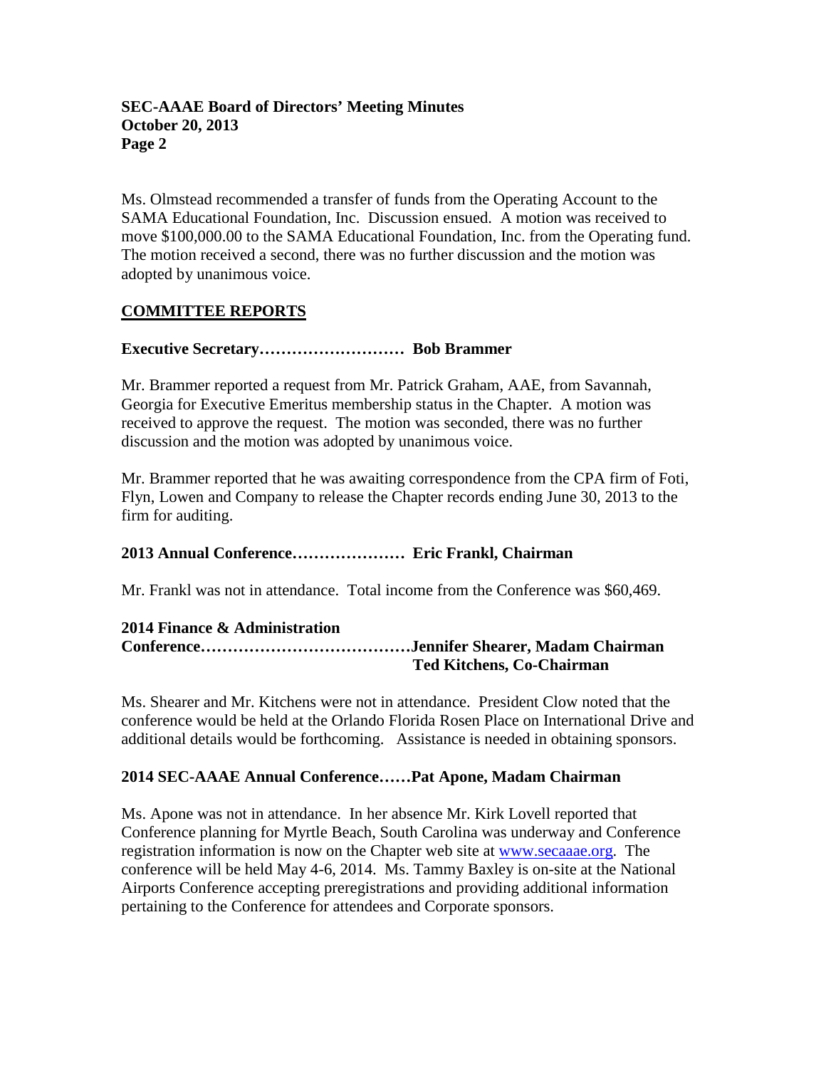Ms. Olmstead recommended a transfer of funds from the Operating Account to the SAMA Educational Foundation, Inc. Discussion ensued. A motion was received to move $100,000.00 to the SAMA Educational Foundation, Inc. from the Operating fund. The motion received a second, there was no further discussion and the motion was adopted by unanimous voice.

## COMMITTEE REPORTS

**Executive Secretary……………………… Bob Brammer**

Mr. Brammer reported a request from Mr. Patrick Graham, AAE, from Savannah, Georgia for Executive Emeritus membership status in the Chapter. A motion was received to approve the request. The motion was seconded, there was no further discussion and the motion was adopted by unanimous voice.

Mr. Brammer reported that he was awaiting correspondence from the CPA firm of Foti, Flyn, Lowen and Company to release the Chapter records ending June 30, 2013 to the firm for auditing.

**2013 Annual Conference………………… Eric Frankl, Chairman**

Mr. Frankl was not in attendance. Total income from the Conference was $60,469.

**2014 Finance & Administration Conference…………………………………Jennifer Shearer, Madam Chairman**
**Ted Kitchens, Co-Chairman**

Ms. Shearer and Mr. Kitchens were not in attendance. President Clow noted that the conference would be held at the Orlando Florida Rosen Place on International Drive and additional details would be forthcoming. Assistance is needed in obtaining sponsors.

**2014 SEC-AAAE Annual Conference……Pat Apone, Madam Chairman**

Ms. Apone was not in attendance. In her absence Mr. Kirk Lovell reported that Conference planning for Myrtle Beach, South Carolina was underway and Conference registration information is now on the Chapter web site at www.secaaae.org. The conference will be held May 4-6, 2014. Ms. Tammy Baxley is on-site at the National Airports Conference accepting preregistrations and providing additional information pertaining to the Conference for attendees and Corporate sponsors.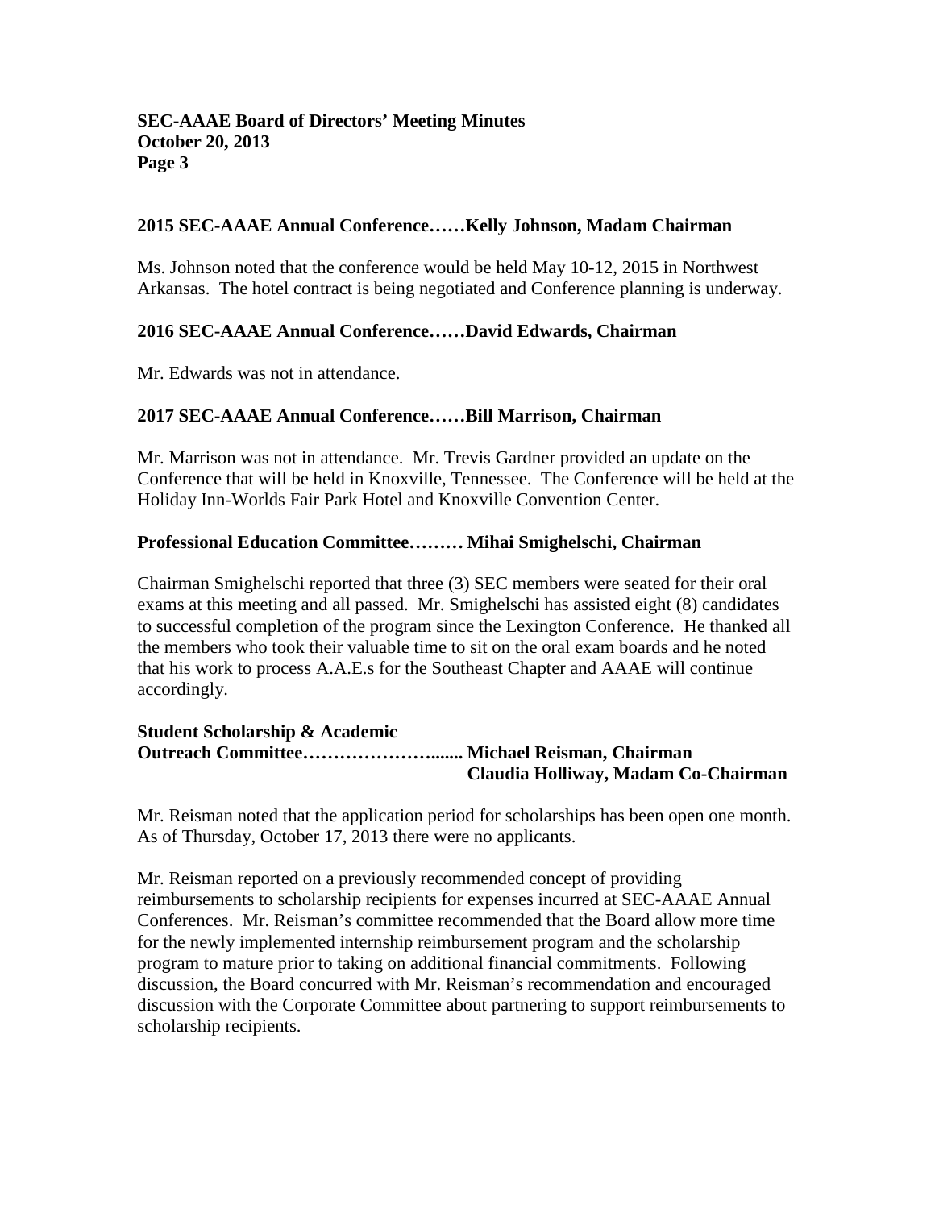**2015 SEC-AAAE Annual Conference……Kelly Johnson, Madam Chairman**

Ms. Johnson noted that the conference would be held May 10-12, 2015 in Northwest Arkansas. The hotel contract is being negotiated and Conference planning is underway.

**2016 SEC-AAAE Annual Conference……David Edwards, Chairman**

Mr. Edwards was not in attendance.

**2017 SEC-AAAE Annual Conference……Bill Marrison, Chairman**

Mr. Marrison was not in attendance. Mr. Trevis Gardner provided an update on the Conference that will be held in Knoxville, Tennessee. The Conference will be held at the Holiday Inn-Worlds Fair Park Hotel and Knoxville Convention Center.

**Professional Education Committee……… Mihai Smighelschi, Chairman**

Chairman Smighelschi reported that three (3) SEC members were seated for their oral exams at this meeting and all passed. Mr. Smighelschi has assisted eight (8) candidates to successful completion of the program since the Lexington Conference. He thanked all the members who took their valuable time to sit on the oral exam boards and he noted that his work to process A.A.E.s for the Southeast Chapter and AAAE will continue accordingly.

**Student Scholarship & Academic Outreach Committee…………………...... Michael Reisman, Chairman**
**Claudia Holliway, Madam Co-Chairman**

Mr. Reisman noted that the application period for scholarships has been open one month. As of Thursday, October 17, 2013 there were no applicants.

Mr. Reisman reported on a previously recommended concept of providing reimbursements to scholarship recipients for expenses incurred at SEC-AAAE Annual Conferences. Mr. Reisman's committee recommended that the Board allow more time for the newly implemented internship reimbursement program and the scholarship program to mature prior to taking on additional financial commitments. Following discussion, the Board concurred with Mr. Reisman's recommendation and encouraged discussion with the Corporate Committee about partnering to support reimbursements to scholarship recipients.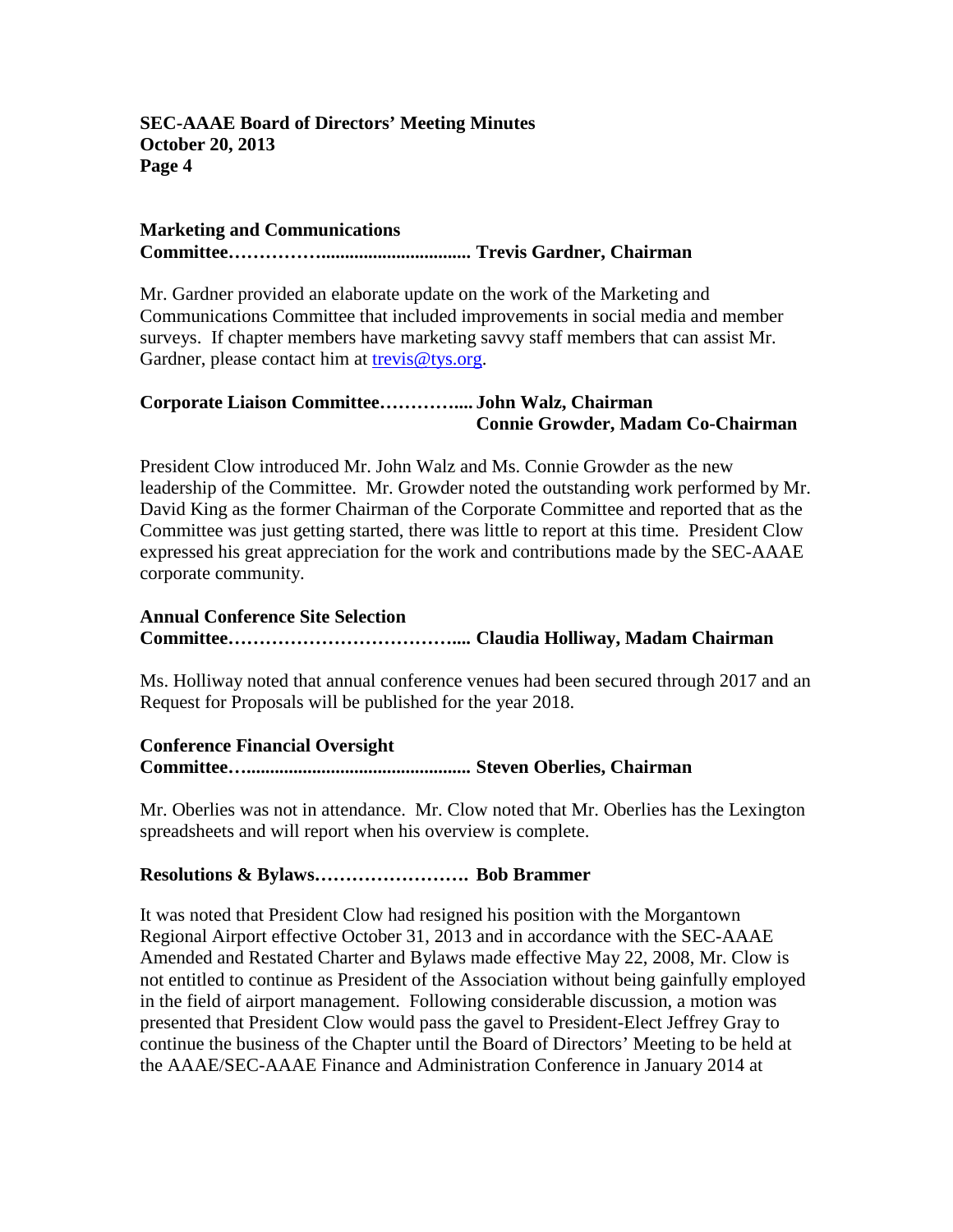**Marketing and Communications Committee……………............................... Trevis Gardner, Chairman**

Mr. Gardner provided an elaborate update on the work of the Marketing and Communications Committee that included improvements in social media and member surveys. If chapter members have marketing savvy staff members that can assist Mr. Gardner, please contact him at [trevis@tys.org](mailto:trevis@tys.org).

**Corporate Liaison Committee…………..... John Walz, Chairman**
**Connie Growder, Madam Co-Chairman**

President Clow introduced Mr. John Walz and Ms. Connie Growder as the new leadership of the Committee. Mr. Growder noted the outstanding work performed by Mr. David King as the former Chairman of the Corporate Committee and reported that as the Committee was just getting started, there was little to report at this time. President Clow expressed his great appreciation for the work and contributions made by the SEC-AAAE corporate community.

**Annual Conference Site Selection Committee……………………………….... Claudia Holliway, Madam Chairman**

Ms. Holliway noted that annual conference venues had been secured through 2017 and an Request for Proposals will be published for the year 2018.

**Conference Financial Oversight Committee…............................................. Steven Oberlies, Chairman**

Mr. Oberlies was not in attendance. Mr. Clow noted that Mr. Oberlies has the Lexington spreadsheets and will report when his overview is complete.

**Resolutions & Bylaws……………………. Bob Brammer**

It was noted that President Clow had resigned his position with the Morgantown Regional Airport effective October 31, 2013 and in accordance with the SEC-AAAE Amended and Restated Charter and Bylaws made effective May 22, 2008, Mr. Clow is not entitled to continue as President of the Association without being gainfully employed in the field of airport management. Following considerable discussion, a motion was presented that President Clow would pass the gavel to President-Elect Jeffrey Gray to continue the business of the Chapter until the Board of Directors' Meeting to be held at the AAAE/SEC-AAAE Finance and Administration Conference in January 2014 at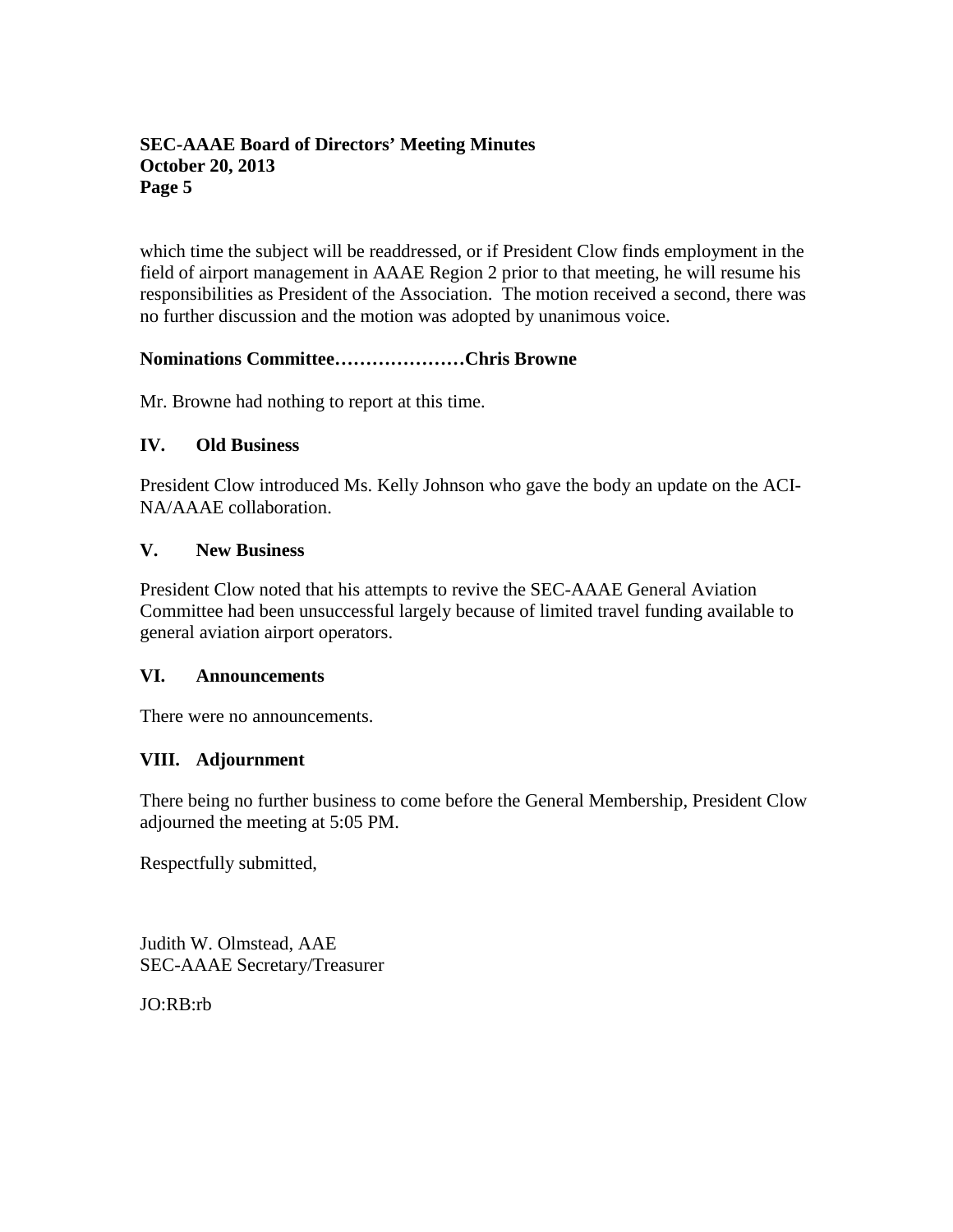which time the subject will be readdressed, or if President Clow finds employment in the field of airport management in AAAE Region 2 prior to that meeting, he will resume his responsibilities as President of the Association. The motion received a second, there was no further discussion and the motion was adopted by unanimous voice.

**Nominations Committee…………………Chris Browne**

Mr. Browne had nothing to report at this time.

## IV. Old Business

President Clow introduced Ms. Kelly Johnson who gave the body an update on the ACI-NA/AAAE collaboration.

## V. New Business

President Clow noted that his attempts to revive the SEC-AAAE General Aviation Committee had been unsuccessful largely because of limited travel funding available to general aviation airport operators.

## VI. Announcements

There were no announcements.

## VIII. Adjournment

There being no further business to come before the General Membership, President Clow adjourned the meeting at 5:05 PM.

Respectfully submitted,

Judith W. Olmstead, AAE
SEC-AAAE Secretary/Treasurer

JO:RB:rb